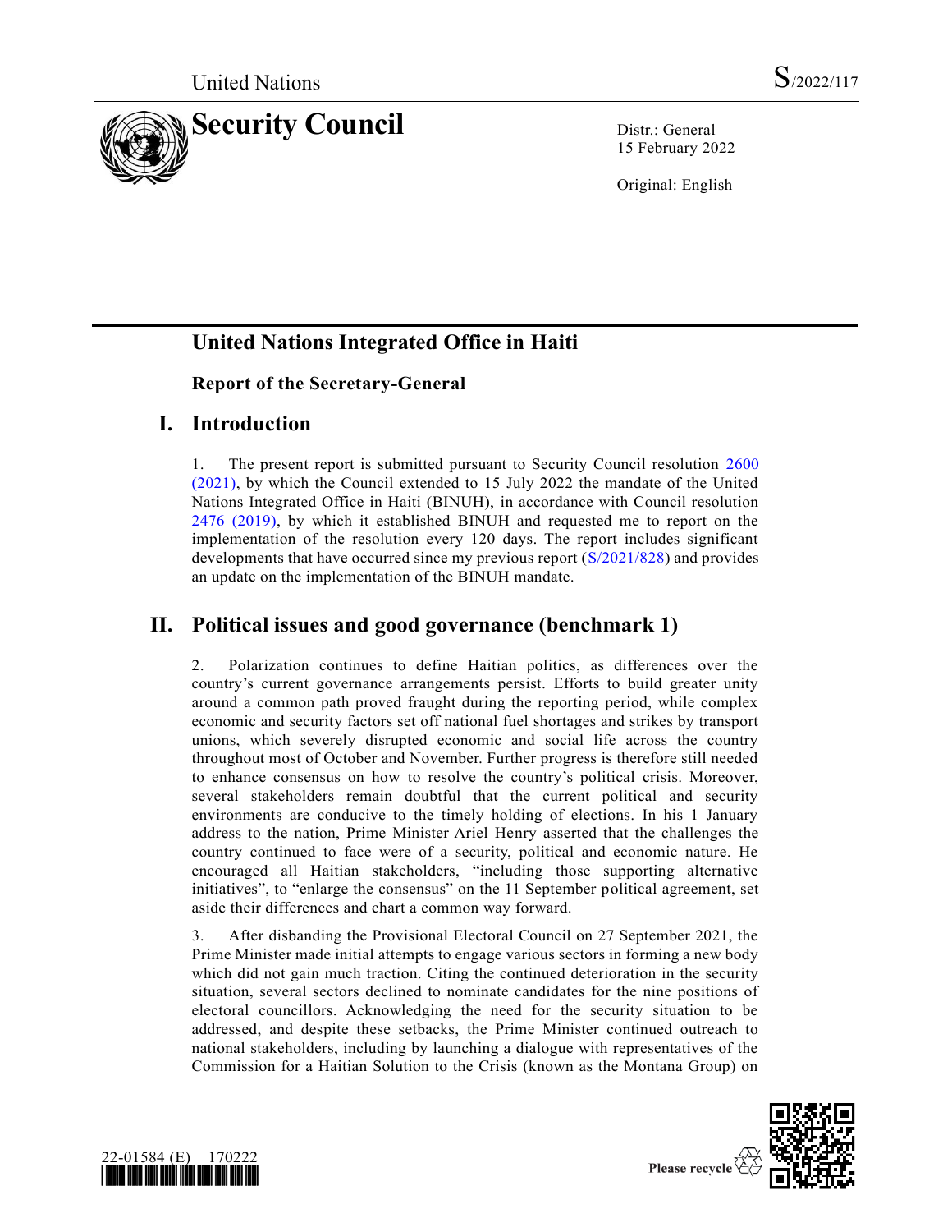United Nations S/2022/117

# Security Council

Distr.: General
15 February 2022

Original: English

## United Nations Integrated Office in Haiti

### Report of the Secretary-General

## I. Introduction

1. The present report is submitted pursuant to Security Council resolution 2600 (2021), by which the Council extended to 15 July 2022 the mandate of the United Nations Integrated Office in Haiti (BINUH), in accordance with Council resolution 2476 (2019), by which it established BINUH and requested me to report on the implementation of the resolution every 120 days. The report includes significant developments that have occurred since my previous report (S/2021/828) and provides an update on the implementation of the BINUH mandate.

## II. Political issues and good governance (benchmark 1)

2. Polarization continues to define Haitian politics, as differences over the country's current governance arrangements persist. Efforts to build greater unity around a common path proved fraught during the reporting period, while complex economic and security factors set off national fuel shortages and strikes by transport unions, which severely disrupted economic and social life across the country throughout most of October and November. Further progress is therefore still needed to enhance consensus on how to resolve the country's political crisis. Moreover, several stakeholders remain doubtful that the current political and security environments are conducive to the timely holding of elections. In his 1 January address to the nation, Prime Minister Ariel Henry asserted that the challenges the country continued to face were of a security, political and economic nature. He encouraged all Haitian stakeholders, "including those supporting alternative initiatives", to "enlarge the consensus" on the 11 September political agreement, set aside their differences and chart a common way forward.

3. After disbanding the Provisional Electoral Council on 27 September 2021, the Prime Minister made initial attempts to engage various sectors in forming a new body which did not gain much traction. Citing the continued deterioration in the security situation, several sectors declined to nominate candidates for the nine positions of electoral councillors. Acknowledging the need for the security situation to be addressed, and despite these setbacks, the Prime Minister continued outreach to national stakeholders, including by launching a dialogue with representatives of the Commission for a Haitian Solution to the Crisis (known as the Montana Group) on

22-01584 (E) 170222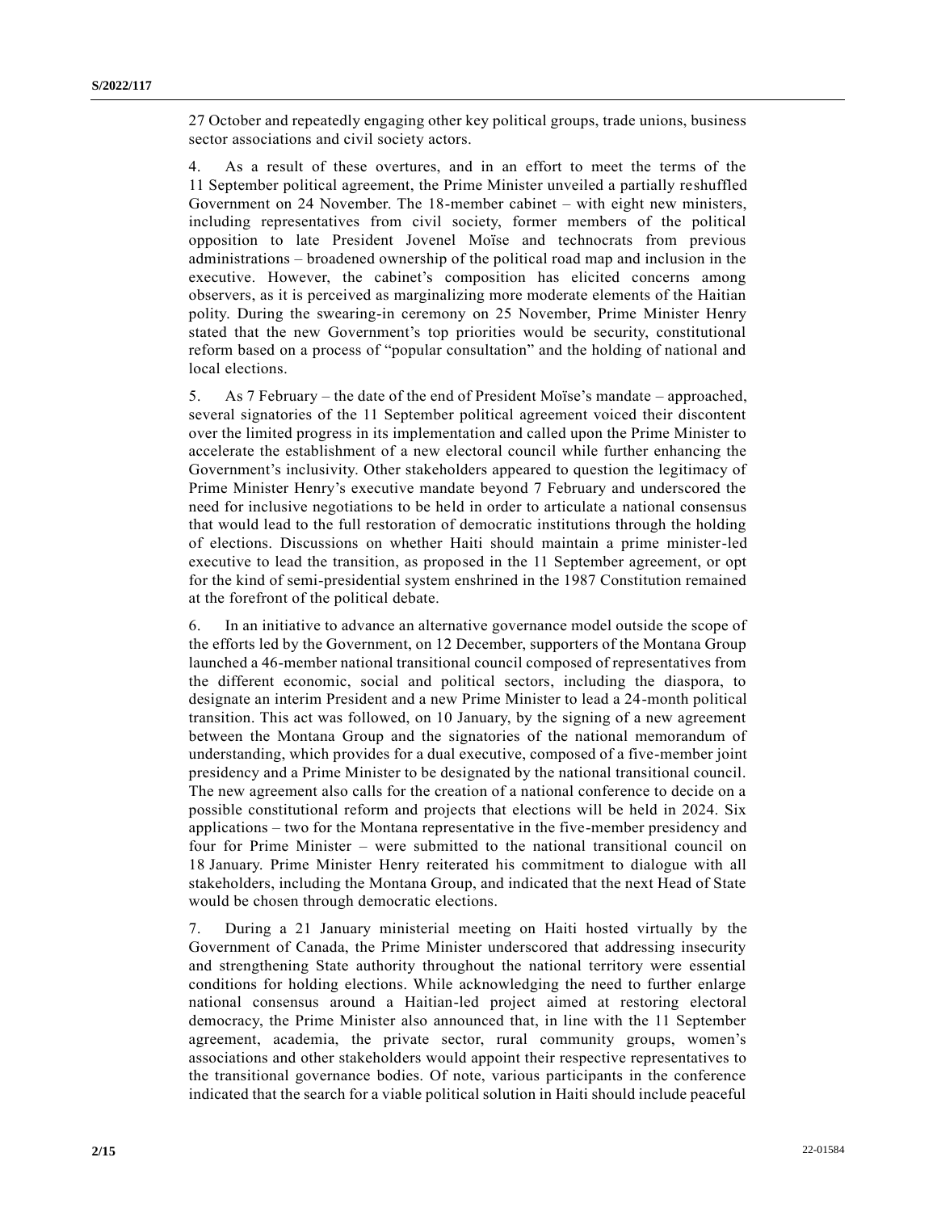27 October and repeatedly engaging other key political groups, trade unions, business sector associations and civil society actors.

4. As a result of these overtures, and in an effort to meet the terms of the 11 September political agreement, the Prime Minister unveiled a partially reshuffled Government on 24 November. The 18-member cabinet – with eight new ministers, including representatives from civil society, former members of the political opposition to late President Jovenel Moïse and technocrats from previous administrations – broadened ownership of the political road map and inclusion in the executive. However, the cabinet's composition has elicited concerns among observers, as it is perceived as marginalizing more moderate elements of the Haitian polity. During the swearing-in ceremony on 25 November, Prime Minister Henry stated that the new Government's top priorities would be security, constitutional reform based on a process of "popular consultation" and the holding of national and local elections.

5. As 7 February – the date of the end of President Moïse's mandate – approached, several signatories of the 11 September political agreement voiced their discontent over the limited progress in its implementation and called upon the Prime Minister to accelerate the establishment of a new electoral council while further enhancing the Government's inclusivity. Other stakeholders appeared to question the legitimacy of Prime Minister Henry's executive mandate beyond 7 February and underscored the need for inclusive negotiations to be held in order to articulate a national consensus that would lead to the full restoration of democratic institutions through the holding of elections. Discussions on whether Haiti should maintain a prime minister-led executive to lead the transition, as proposed in the 11 September agreement, or opt for the kind of semi-presidential system enshrined in the 1987 Constitution remained at the forefront of the political debate.

6. In an initiative to advance an alternative governance model outside the scope of the efforts led by the Government, on 12 December, supporters of the Montana Group launched a 46-member national transitional council composed of representatives from the different economic, social and political sectors, including the diaspora, to designate an interim President and a new Prime Minister to lead a 24-month political transition. This act was followed, on 10 January, by the signing of a new agreement between the Montana Group and the signatories of the national memorandum of understanding, which provides for a dual executive, composed of a five-member joint presidency and a Prime Minister to be designated by the national transitional council. The new agreement also calls for the creation of a national conference to decide on a possible constitutional reform and projects that elections will be held in 2024. Six applications – two for the Montana representative in the five-member presidency and four for Prime Minister – were submitted to the national transitional council on 18 January. Prime Minister Henry reiterated his commitment to dialogue with all stakeholders, including the Montana Group, and indicated that the next Head of State would be chosen through democratic elections.

7. During a 21 January ministerial meeting on Haiti hosted virtually by the Government of Canada, the Prime Minister underscored that addressing insecurity and strengthening State authority throughout the national territory were essential conditions for holding elections. While acknowledging the need to further enlarge national consensus around a Haitian-led project aimed at restoring electoral democracy, the Prime Minister also announced that, in line with the 11 September agreement, academia, the private sector, rural community groups, women's associations and other stakeholders would appoint their respective representatives to the transitional governance bodies. Of note, various participants in the conference indicated that the search for a viable political solution in Haiti should include peaceful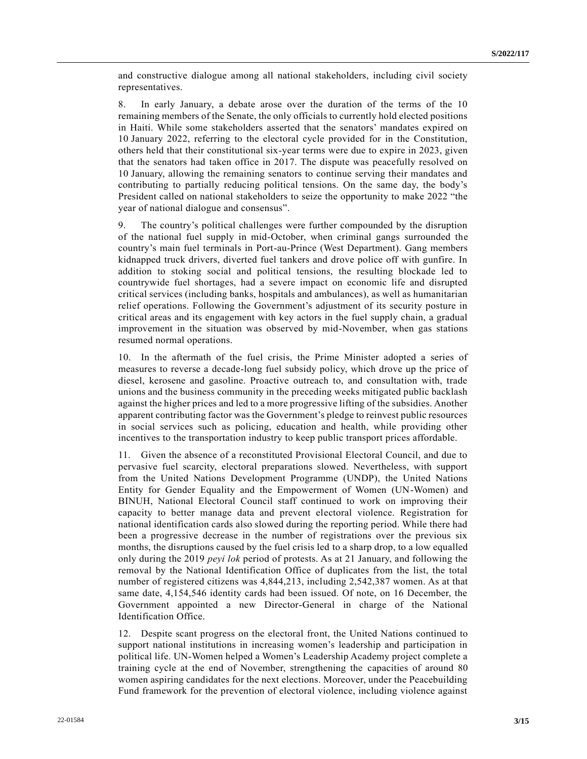and constructive dialogue among all national stakeholders, including civil society representatives.

8. In early January, a debate arose over the duration of the terms of the 10 remaining members of the Senate, the only officials to currently hold elected positions in Haiti. While some stakeholders asserted that the senators' mandates expired on 10 January 2022, referring to the electoral cycle provided for in the Constitution, others held that their constitutional six-year terms were due to expire in 2023, given that the senators had taken office in 2017. The dispute was peacefully resolved on 10 January, allowing the remaining senators to continue serving their mandates and contributing to partially reducing political tensions. On the same day, the body's President called on national stakeholders to seize the opportunity to make 2022 "the year of national dialogue and consensus".

9. The country's political challenges were further compounded by the disruption of the national fuel supply in mid-October, when criminal gangs surrounded the country's main fuel terminals in Port-au-Prince (West Department). Gang members kidnapped truck drivers, diverted fuel tankers and drove police off with gunfire. In addition to stoking social and political tensions, the resulting blockade led to countrywide fuel shortages, had a severe impact on economic life and disrupted critical services (including banks, hospitals and ambulances), as well as humanitarian relief operations. Following the Government's adjustment of its security posture in critical areas and its engagement with key actors in the fuel supply chain, a gradual improvement in the situation was observed by mid-November, when gas stations resumed normal operations.

10. In the aftermath of the fuel crisis, the Prime Minister adopted a series of measures to reverse a decade-long fuel subsidy policy, which drove up the price of diesel, kerosene and gasoline. Proactive outreach to, and consultation with, trade unions and the business community in the preceding weeks mitigated public backlash against the higher prices and led to a more progressive lifting of the subsidies. Another apparent contributing factor was the Government's pledge to reinvest public resources in social services such as policing, education and health, while providing other incentives to the transportation industry to keep public transport prices affordable.

11. Given the absence of a reconstituted Provisional Electoral Council, and due to pervasive fuel scarcity, electoral preparations slowed. Nevertheless, with support from the United Nations Development Programme (UNDP), the United Nations Entity for Gender Equality and the Empowerment of Women (UN-Women) and BINUH, National Electoral Council staff continued to work on improving their capacity to better manage data and prevent electoral violence. Registration for national identification cards also slowed during the reporting period. While there had been a progressive decrease in the number of registrations over the previous six months, the disruptions caused by the fuel crisis led to a sharp drop, to a low equalled only during the 2019 *peyi lok* period of protests. As at 21 January, and following the removal by the National Identification Office of duplicates from the list, the total number of registered citizens was 4,844,213, including 2,542,387 women. As at that same date, 4,154,546 identity cards had been issued. Of note, on 16 December, the Government appointed a new Director-General in charge of the National Identification Office.

12. Despite scant progress on the electoral front, the United Nations continued to support national institutions in increasing women's leadership and participation in political life. UN-Women helped a Women's Leadership Academy project complete a training cycle at the end of November, strengthening the capacities of around 80 women aspiring candidates for the next elections. Moreover, under the Peacebuilding Fund framework for the prevention of electoral violence, including violence against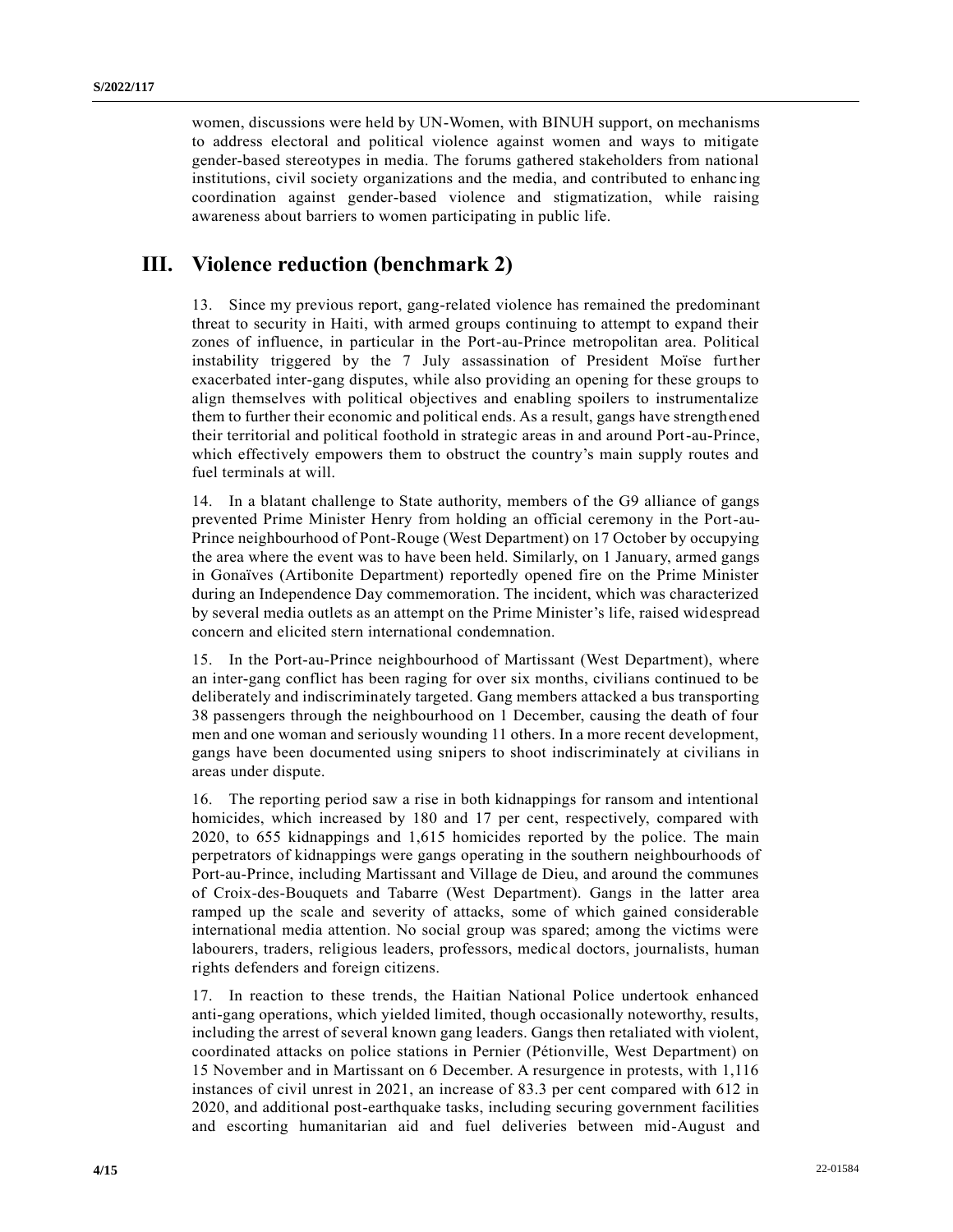women, discussions were held by UN-Women, with BINUH support, on mechanisms to address electoral and political violence against women and ways to mitigate gender-based stereotypes in media. The forums gathered stakeholders from national institutions, civil society organizations and the media, and contributed to enhancing coordination against gender-based violence and stigmatization, while raising awareness about barriers to women participating in public life.

## III. Violence reduction (benchmark 2)

13. Since my previous report, gang-related violence has remained the predominant threat to security in Haiti, with armed groups continuing to attempt to expand their zones of influence, in particular in the Port-au-Prince metropolitan area. Political instability triggered by the 7 July assassination of President Moïse further exacerbated inter-gang disputes, while also providing an opening for these groups to align themselves with political objectives and enabling spoilers to instrumentalize them to further their economic and political ends. As a result, gangs have strengthened their territorial and political foothold in strategic areas in and around Port-au-Prince, which effectively empowers them to obstruct the country's main supply routes and fuel terminals at will.

14. In a blatant challenge to State authority, members of the G9 alliance of gangs prevented Prime Minister Henry from holding an official ceremony in the Port-au-Prince neighbourhood of Pont-Rouge (West Department) on 17 October by occupying the area where the event was to have been held. Similarly, on 1 January, armed gangs in Gonaïves (Artibonite Department) reportedly opened fire on the Prime Minister during an Independence Day commemoration. The incident, which was characterized by several media outlets as an attempt on the Prime Minister's life, raised widespread concern and elicited stern international condemnation.

15. In the Port-au-Prince neighbourhood of Martissant (West Department), where an inter-gang conflict has been raging for over six months, civilians continued to be deliberately and indiscriminately targeted. Gang members attacked a bus transporting 38 passengers through the neighbourhood on 1 December, causing the death of four men and one woman and seriously wounding 11 others. In a more recent development, gangs have been documented using snipers to shoot indiscriminately at civilians in areas under dispute.

16. The reporting period saw a rise in both kidnappings for ransom and intentional homicides, which increased by 180 and 17 per cent, respectively, compared with 2020, to 655 kidnappings and 1,615 homicides reported by the police. The main perpetrators of kidnappings were gangs operating in the southern neighbourhoods of Port-au-Prince, including Martissant and Village de Dieu, and around the communes of Croix-des-Bouquets and Tabarre (West Department). Gangs in the latter area ramped up the scale and severity of attacks, some of which gained considerable international media attention. No social group was spared; among the victims were labourers, traders, religious leaders, professors, medical doctors, journalists, human rights defenders and foreign citizens.

17. In reaction to these trends, the Haitian National Police undertook enhanced anti-gang operations, which yielded limited, though occasionally noteworthy, results, including the arrest of several known gang leaders. Gangs then retaliated with violent, coordinated attacks on police stations in Pernier (Pétionville, West Department) on 15 November and in Martissant on 6 December. A resurgence in protests, with 1,116 instances of civil unrest in 2021, an increase of 83.3 per cent compared with 612 in 2020, and additional post-earthquake tasks, including securing government facilities and escorting humanitarian aid and fuel deliveries between mid-August and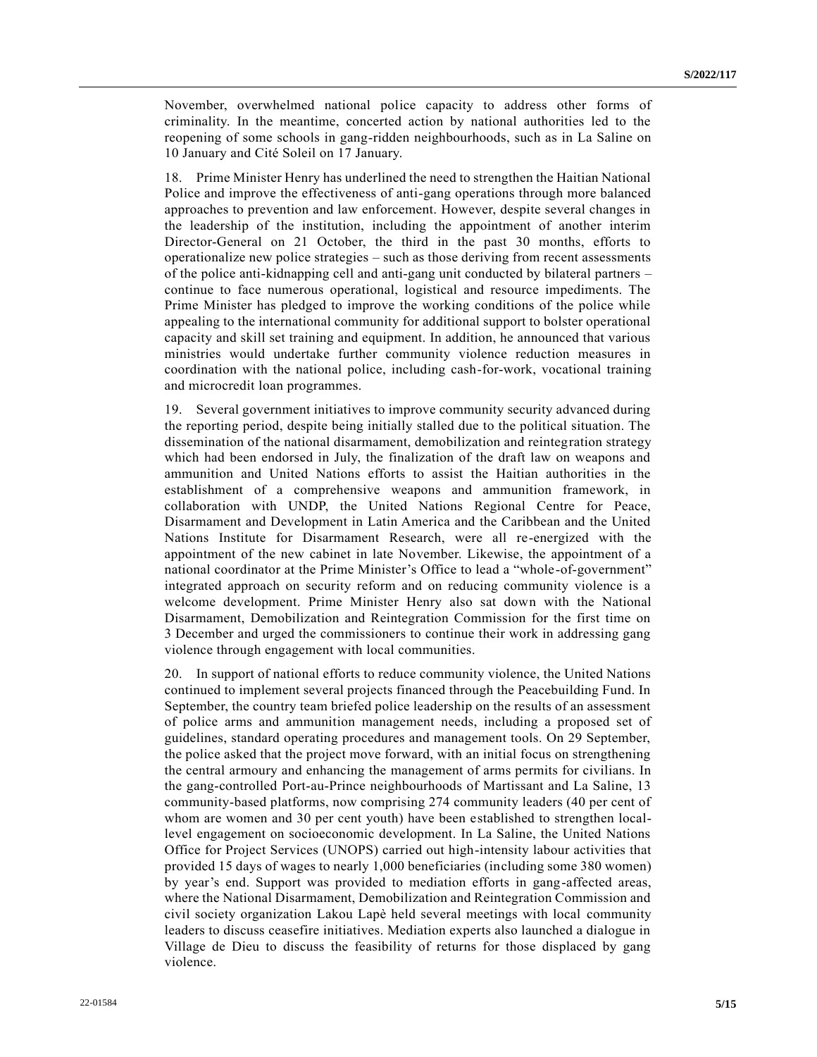November, overwhelmed national police capacity to address other forms of criminality. In the meantime, concerted action by national authorities led to the reopening of some schools in gang-ridden neighbourhoods, such as in La Saline on 10 January and Cité Soleil on 17 January.

18. Prime Minister Henry has underlined the need to strengthen the Haitian National Police and improve the effectiveness of anti-gang operations through more balanced approaches to prevention and law enforcement. However, despite several changes in the leadership of the institution, including the appointment of another interim Director-General on 21 October, the third in the past 30 months, efforts to operationalize new police strategies – such as those deriving from recent assessments of the police anti-kidnapping cell and anti-gang unit conducted by bilateral partners – continue to face numerous operational, logistical and resource impediments. The Prime Minister has pledged to improve the working conditions of the police while appealing to the international community for additional support to bolster operational capacity and skill set training and equipment. In addition, he announced that various ministries would undertake further community violence reduction measures in coordination with the national police, including cash-for-work, vocational training and microcredit loan programmes.

19. Several government initiatives to improve community security advanced during the reporting period, despite being initially stalled due to the political situation. The dissemination of the national disarmament, demobilization and reintegration strategy which had been endorsed in July, the finalization of the draft law on weapons and ammunition and United Nations efforts to assist the Haitian authorities in the establishment of a comprehensive weapons and ammunition framework, in collaboration with UNDP, the United Nations Regional Centre for Peace, Disarmament and Development in Latin America and the Caribbean and the United Nations Institute for Disarmament Research, were all re-energized with the appointment of the new cabinet in late November. Likewise, the appointment of a national coordinator at the Prime Minister's Office to lead a "whole-of-government" integrated approach on security reform and on reducing community violence is a welcome development. Prime Minister Henry also sat down with the National Disarmament, Demobilization and Reintegration Commission for the first time on 3 December and urged the commissioners to continue their work in addressing gang violence through engagement with local communities.

20. In support of national efforts to reduce community violence, the United Nations continued to implement several projects financed through the Peacebuilding Fund. In September, the country team briefed police leadership on the results of an assessment of police arms and ammunition management needs, including a proposed set of guidelines, standard operating procedures and management tools. On 29 September, the police asked that the project move forward, with an initial focus on strengthening the central armoury and enhancing the management of arms permits for civilians. In the gang-controlled Port-au-Prince neighbourhoods of Martissant and La Saline, 13 community-based platforms, now comprising 274 community leaders (40 per cent of whom are women and 30 per cent youth) have been established to strengthen local-level engagement on socioeconomic development. In La Saline, the United Nations Office for Project Services (UNOPS) carried out high-intensity labour activities that provided 15 days of wages to nearly 1,000 beneficiaries (including some 380 women) by year's end. Support was provided to mediation efforts in gang-affected areas, where the National Disarmament, Demobilization and Reintegration Commission and civil society organization Lakou Lapè held several meetings with local community leaders to discuss ceasefire initiatives. Mediation experts also launched a dialogue in Village de Dieu to discuss the feasibility of returns for those displaced by gang violence.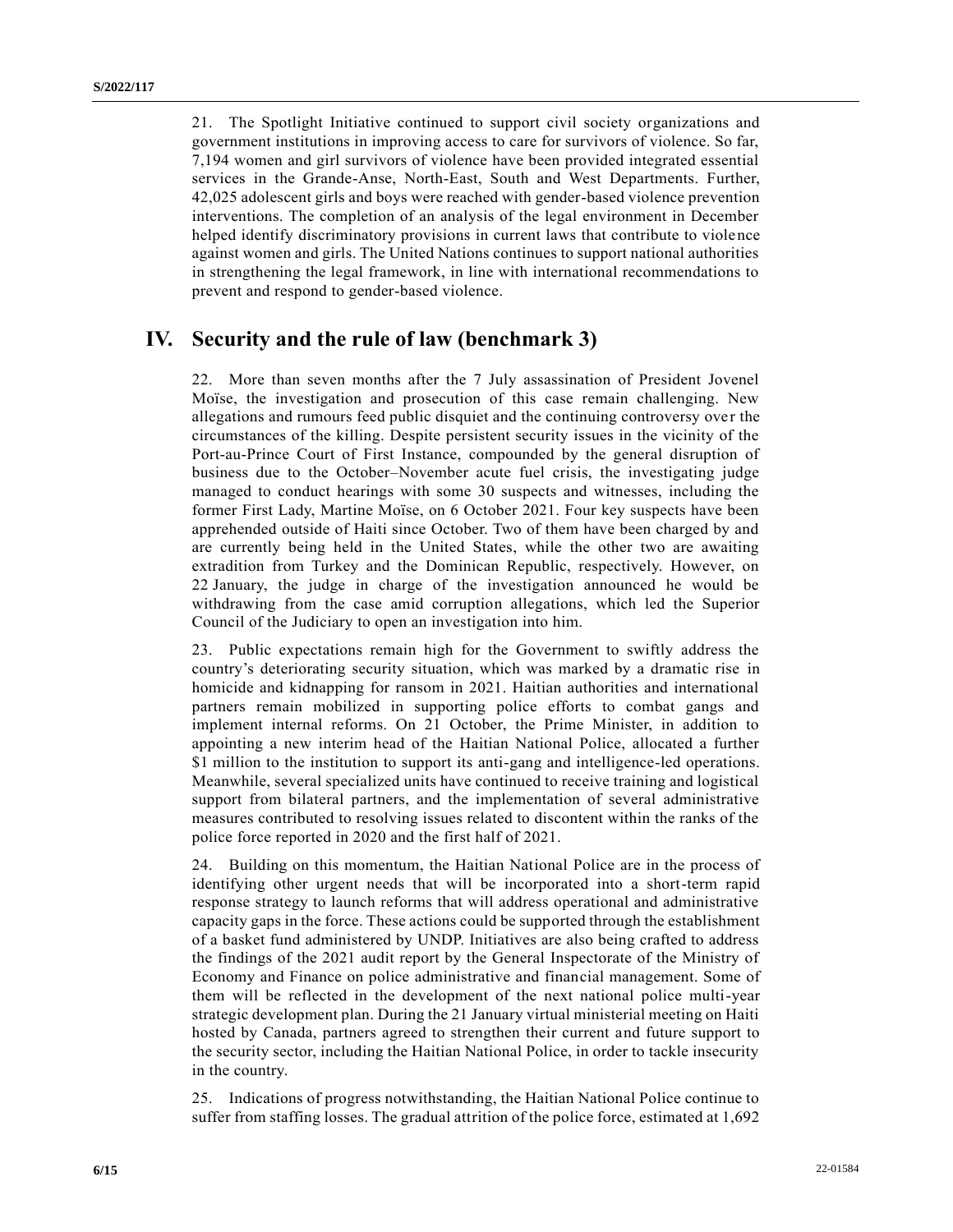21. The Spotlight Initiative continued to support civil society organizations and government institutions in improving access to care for survivors of violence. So far, 7,194 women and girl survivors of violence have been provided integrated essential services in the Grande-Anse, North-East, South and West Departments. Further, 42,025 adolescent girls and boys were reached with gender-based violence prevention interventions. The completion of an analysis of the legal environment in December helped identify discriminatory provisions in current laws that contribute to violence against women and girls. The United Nations continues to support national authorities in strengthening the legal framework, in line with international recommendations to prevent and respond to gender-based violence.

## IV. Security and the rule of law (benchmark 3)

22. More than seven months after the 7 July assassination of President Jovenel Moïse, the investigation and prosecution of this case remain challenging. New allegations and rumours feed public disquiet and the continuing controversy over the circumstances of the killing. Despite persistent security issues in the vicinity of the Port-au-Prince Court of First Instance, compounded by the general disruption of business due to the October–November acute fuel crisis, the investigating judge managed to conduct hearings with some 30 suspects and witnesses, including the former First Lady, Martine Moïse, on 6 October 2021. Four key suspects have been apprehended outside of Haiti since October. Two of them have been charged by and are currently being held in the United States, while the other two are awaiting extradition from Turkey and the Dominican Republic, respectively. However, on 22 January, the judge in charge of the investigation announced he would be withdrawing from the case amid corruption allegations, which led the Superior Council of the Judiciary to open an investigation into him.

23. Public expectations remain high for the Government to swiftly address the country's deteriorating security situation, which was marked by a dramatic rise in homicide and kidnapping for ransom in 2021. Haitian authorities and international partners remain mobilized in supporting police efforts to combat gangs and implement internal reforms. On 21 October, the Prime Minister, in addition to appointing a new interim head of the Haitian National Police, allocated a further $1 million to the institution to support its anti-gang and intelligence-led operations. Meanwhile, several specialized units have continued to receive training and logistical support from bilateral partners, and the implementation of several administrative measures contributed to resolving issues related to discontent within the ranks of the police force reported in 2020 and the first half of 2021.

24. Building on this momentum, the Haitian National Police are in the process of identifying other urgent needs that will be incorporated into a short-term rapid response strategy to launch reforms that will address operational and administrative capacity gaps in the force. These actions could be supported through the establishment of a basket fund administered by UNDP. Initiatives are also being crafted to address the findings of the 2021 audit report by the General Inspectorate of the Ministry of Economy and Finance on police administrative and financial management. Some of them will be reflected in the development of the next national police multi-year strategic development plan. During the 21 January virtual ministerial meeting on Haiti hosted by Canada, partners agreed to strengthen their current and future support to the security sector, including the Haitian National Police, in order to tackle insecurity in the country.

25. Indications of progress notwithstanding, the Haitian National Police continue to suffer from staffing losses. The gradual attrition of the police force, estimated at 1,692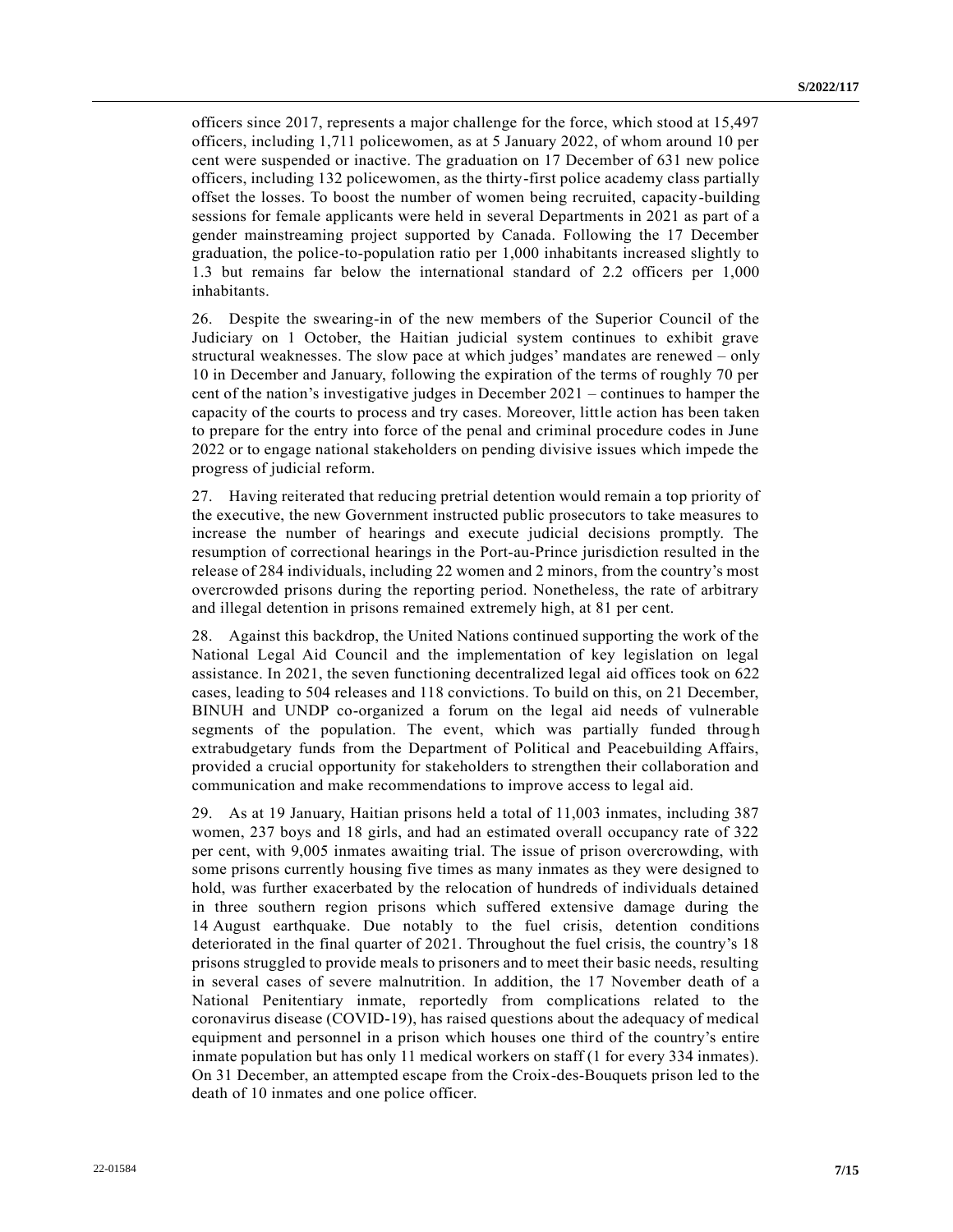officers since 2017, represents a major challenge for the force, which stood at 15,497 officers, including 1,711 policewomen, as at 5 January 2022, of whom around 10 per cent were suspended or inactive. The graduation on 17 December of 631 new police officers, including 132 policewomen, as the thirty-first police academy class partially offset the losses. To boost the number of women being recruited, capacity-building sessions for female applicants were held in several Departments in 2021 as part of a gender mainstreaming project supported by Canada. Following the 17 December graduation, the police-to-population ratio per 1,000 inhabitants increased slightly to 1.3 but remains far below the international standard of 2.2 officers per 1,000 inhabitants.

26. Despite the swearing-in of the new members of the Superior Council of the Judiciary on 1 October, the Haitian judicial system continues to exhibit grave structural weaknesses. The slow pace at which judges' mandates are renewed – only 10 in December and January, following the expiration of the terms of roughly 70 per cent of the nation's investigative judges in December 2021 – continues to hamper the capacity of the courts to process and try cases. Moreover, little action has been taken to prepare for the entry into force of the penal and criminal procedure codes in June 2022 or to engage national stakeholders on pending divisive issues which impede the progress of judicial reform.

27. Having reiterated that reducing pretrial detention would remain a top priority of the executive, the new Government instructed public prosecutors to take measures to increase the number of hearings and execute judicial decisions promptly. The resumption of correctional hearings in the Port-au-Prince jurisdiction resulted in the release of 284 individuals, including 22 women and 2 minors, from the country's most overcrowded prisons during the reporting period. Nonetheless, the rate of arbitrary and illegal detention in prisons remained extremely high, at 81 per cent.

28. Against this backdrop, the United Nations continued supporting the work of the National Legal Aid Council and the implementation of key legislation on legal assistance. In 2021, the seven functioning decentralized legal aid offices took on 622 cases, leading to 504 releases and 118 convictions. To build on this, on 21 December, BINUH and UNDP co-organized a forum on the legal aid needs of vulnerable segments of the population. The event, which was partially funded through extrabudgetary funds from the Department of Political and Peacebuilding Affairs, provided a crucial opportunity for stakeholders to strengthen their collaboration and communication and make recommendations to improve access to legal aid.

29. As at 19 January, Haitian prisons held a total of 11,003 inmates, including 387 women, 237 boys and 18 girls, and had an estimated overall occupancy rate of 322 per cent, with 9,005 inmates awaiting trial. The issue of prison overcrowding, with some prisons currently housing five times as many inmates as they were designed to hold, was further exacerbated by the relocation of hundreds of individuals detained in three southern region prisons which suffered extensive damage during the 14 August earthquake. Due notably to the fuel crisis, detention conditions deteriorated in the final quarter of 2021. Throughout the fuel crisis, the country's 18 prisons struggled to provide meals to prisoners and to meet their basic needs, resulting in several cases of severe malnutrition. In addition, the 17 November death of a National Penitentiary inmate, reportedly from complications related to the coronavirus disease (COVID-19), has raised questions about the adequacy of medical equipment and personnel in a prison which houses one third of the country's entire inmate population but has only 11 medical workers on staff (1 for every 334 inmates). On 31 December, an attempted escape from the Croix-des-Bouquets prison led to the death of 10 inmates and one police officer.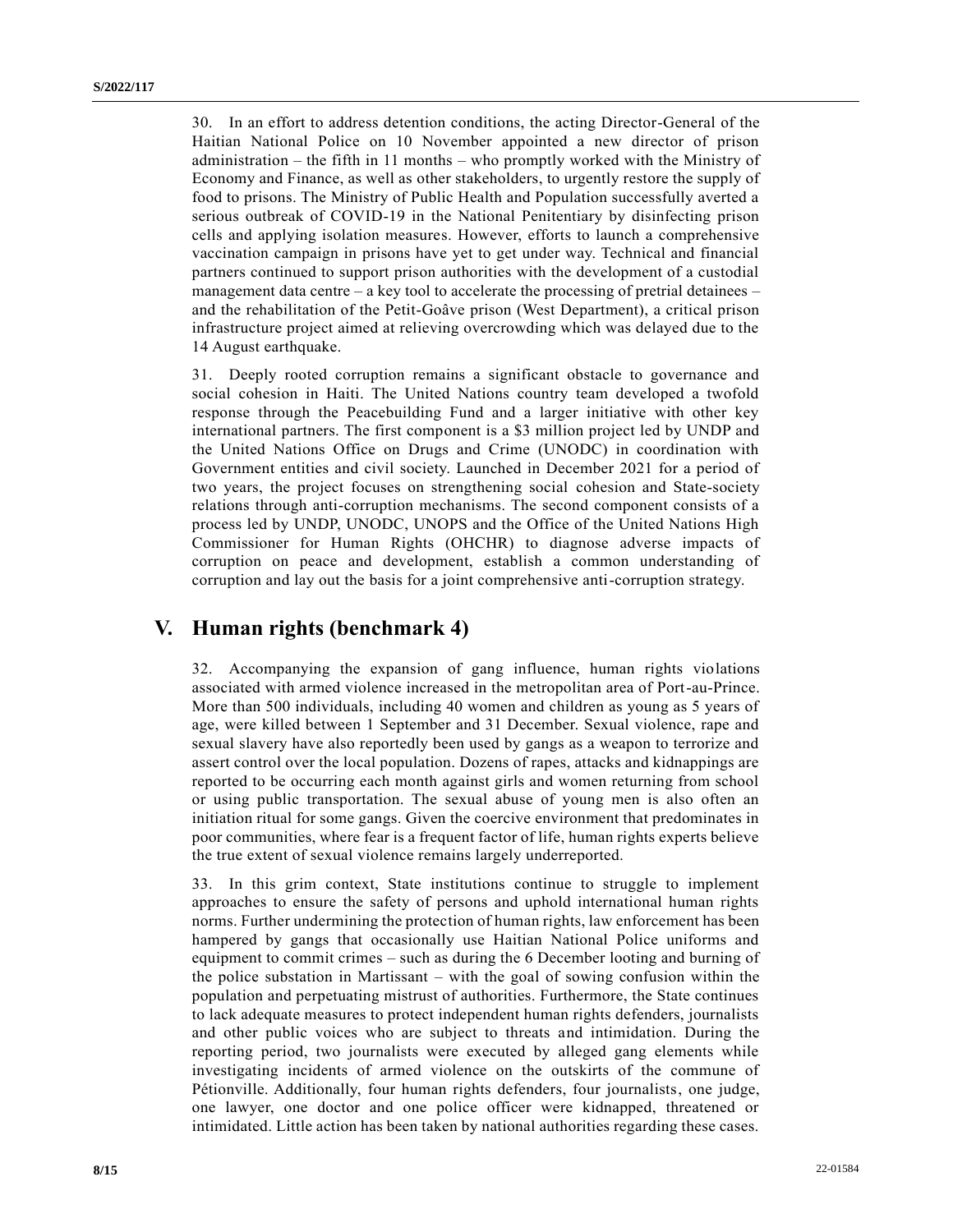30. In an effort to address detention conditions, the acting Director-General of the Haitian National Police on 10 November appointed a new director of prison administration – the fifth in 11 months – who promptly worked with the Ministry of Economy and Finance, as well as other stakeholders, to urgently restore the supply of food to prisons. The Ministry of Public Health and Population successfully averted a serious outbreak of COVID-19 in the National Penitentiary by disinfecting prison cells and applying isolation measures. However, efforts to launch a comprehensive vaccination campaign in prisons have yet to get under way. Technical and financial partners continued to support prison authorities with the development of a custodial management data centre – a key tool to accelerate the processing of pretrial detainees – and the rehabilitation of the Petit-Goâve prison (West Department), a critical prison infrastructure project aimed at relieving overcrowding which was delayed due to the 14 August earthquake.

31. Deeply rooted corruption remains a significant obstacle to governance and social cohesion in Haiti. The United Nations country team developed a twofold response through the Peacebuilding Fund and a larger initiative with other key international partners. The first component is a $3 million project led by UNDP and the United Nations Office on Drugs and Crime (UNODC) in coordination with Government entities and civil society. Launched in December 2021 for a period of two years, the project focuses on strengthening social cohesion and State-society relations through anti-corruption mechanisms. The second component consists of a process led by UNDP, UNODC, UNOPS and the Office of the United Nations High Commissioner for Human Rights (OHCHR) to diagnose adverse impacts of corruption on peace and development, establish a common understanding of corruption and lay out the basis for a joint comprehensive anti-corruption strategy.

## V. Human rights (benchmark 4)

32. Accompanying the expansion of gang influence, human rights violations associated with armed violence increased in the metropolitan area of Port-au-Prince. More than 500 individuals, including 40 women and children as young as 5 years of age, were killed between 1 September and 31 December. Sexual violence, rape and sexual slavery have also reportedly been used by gangs as a weapon to terrorize and assert control over the local population. Dozens of rapes, attacks and kidnappings are reported to be occurring each month against girls and women returning from school or using public transportation. The sexual abuse of young men is also often an initiation ritual for some gangs. Given the coercive environment that predominates in poor communities, where fear is a frequent factor of life, human rights experts believe the true extent of sexual violence remains largely underreported.

33. In this grim context, State institutions continue to struggle to implement approaches to ensure the safety of persons and uphold international human rights norms. Further undermining the protection of human rights, law enforcement has been hampered by gangs that occasionally use Haitian National Police uniforms and equipment to commit crimes – such as during the 6 December looting and burning of the police substation in Martissant – with the goal of sowing confusion within the population and perpetuating mistrust of authorities. Furthermore, the State continues to lack adequate measures to protect independent human rights defenders, journalists and other public voices who are subject to threats and intimidation. During the reporting period, two journalists were executed by alleged gang elements while investigating incidents of armed violence on the outskirts of the commune of Pétionville. Additionally, four human rights defenders, four journalists, one judge, one lawyer, one doctor and one police officer were kidnapped, threatened or intimidated. Little action has been taken by national authorities regarding these cases.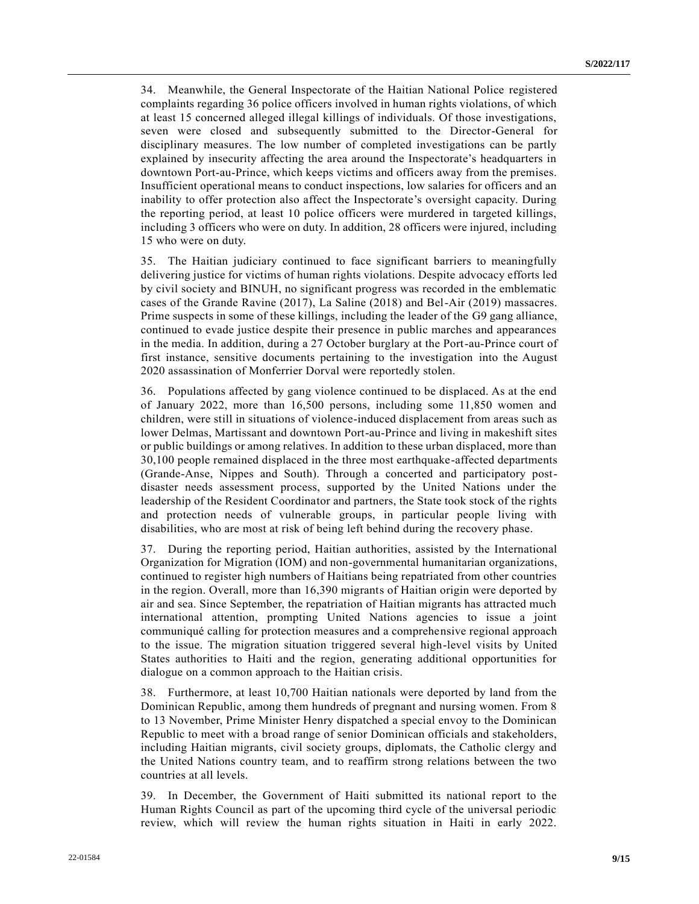34. Meanwhile, the General Inspectorate of the Haitian National Police registered complaints regarding 36 police officers involved in human rights violations, of which at least 15 concerned alleged illegal killings of individuals. Of those investigations, seven were closed and subsequently submitted to the Director-General for disciplinary measures. The low number of completed investigations can be partly explained by insecurity affecting the area around the Inspectorate's headquarters in downtown Port-au-Prince, which keeps victims and officers away from the premises. Insufficient operational means to conduct inspections, low salaries for officers and an inability to offer protection also affect the Inspectorate's oversight capacity. During the reporting period, at least 10 police officers were murdered in targeted killings, including 3 officers who were on duty. In addition, 28 officers were injured, including 15 who were on duty.

35. The Haitian judiciary continued to face significant barriers to meaningfully delivering justice for victims of human rights violations. Despite advocacy efforts led by civil society and BINUH, no significant progress was recorded in the emblematic cases of the Grande Ravine (2017), La Saline (2018) and Bel-Air (2019) massacres. Prime suspects in some of these killings, including the leader of the G9 gang alliance, continued to evade justice despite their presence in public marches and appearances in the media. In addition, during a 27 October burglary at the Port-au-Prince court of first instance, sensitive documents pertaining to the investigation into the August 2020 assassination of Monferrier Dorval were reportedly stolen.

36. Populations affected by gang violence continued to be displaced. As at the end of January 2022, more than 16,500 persons, including some 11,850 women and children, were still in situations of violence-induced displacement from areas such as lower Delmas, Martissant and downtown Port-au-Prince and living in makeshift sites or public buildings or among relatives. In addition to these urban displaced, more than 30,100 people remained displaced in the three most earthquake-affected departments (Grande-Anse, Nippes and South). Through a concerted and participatory post-disaster needs assessment process, supported by the United Nations under the leadership of the Resident Coordinator and partners, the State took stock of the rights and protection needs of vulnerable groups, in particular people living with disabilities, who are most at risk of being left behind during the recovery phase.

37. During the reporting period, Haitian authorities, assisted by the International Organization for Migration (IOM) and non-governmental humanitarian organizations, continued to register high numbers of Haitians being repatriated from other countries in the region. Overall, more than 16,390 migrants of Haitian origin were deported by air and sea. Since September, the repatriation of Haitian migrants has attracted much international attention, prompting United Nations agencies to issue a joint communiqué calling for protection measures and a comprehensive regional approach to the issue. The migration situation triggered several high-level visits by United States authorities to Haiti and the region, generating additional opportunities for dialogue on a common approach to the Haitian crisis.

38. Furthermore, at least 10,700 Haitian nationals were deported by land from the Dominican Republic, among them hundreds of pregnant and nursing women. From 8 to 13 November, Prime Minister Henry dispatched a special envoy to the Dominican Republic to meet with a broad range of senior Dominican officials and stakeholders, including Haitian migrants, civil society groups, diplomats, the Catholic clergy and the United Nations country team, and to reaffirm strong relations between the two countries at all levels.

39. In December, the Government of Haiti submitted its national report to the Human Rights Council as part of the upcoming third cycle of the universal periodic review, which will review the human rights situation in Haiti in early 2022.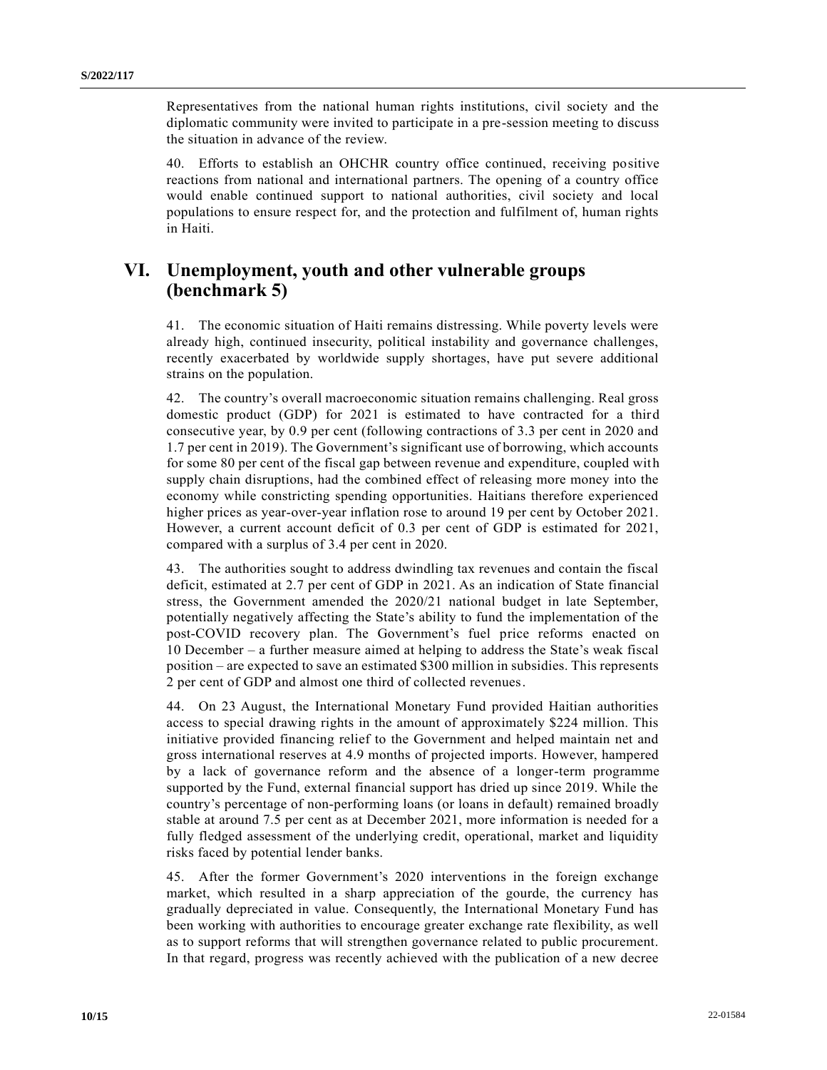Representatives from the national human rights institutions, civil society and the diplomatic community were invited to participate in a pre-session meeting to discuss the situation in advance of the review.

40. Efforts to establish an OHCHR country office continued, receiving positive reactions from national and international partners. The opening of a country office would enable continued support to national authorities, civil society and local populations to ensure respect for, and the protection and fulfilment of, human rights in Haiti.

# VI. Unemployment, youth and other vulnerable groups (benchmark 5)

41. The economic situation of Haiti remains distressing. While poverty levels were already high, continued insecurity, political instability and governance challenges, recently exacerbated by worldwide supply shortages, have put severe additional strains on the population.

42. The country's overall macroeconomic situation remains challenging. Real gross domestic product (GDP) for 2021 is estimated to have contracted for a third consecutive year, by 0.9 per cent (following contractions of 3.3 per cent in 2020 and 1.7 per cent in 2019). The Government's significant use of borrowing, which accounts for some 80 per cent of the fiscal gap between revenue and expenditure, coupled with supply chain disruptions, had the combined effect of releasing more money into the economy while constricting spending opportunities. Haitians therefore experienced higher prices as year-over-year inflation rose to around 19 per cent by October 2021. However, a current account deficit of 0.3 per cent of GDP is estimated for 2021, compared with a surplus of 3.4 per cent in 2020.

43. The authorities sought to address dwindling tax revenues and contain the fiscal deficit, estimated at 2.7 per cent of GDP in 2021. As an indication of State financial stress, the Government amended the 2020/21 national budget in late September, potentially negatively affecting the State's ability to fund the implementation of the post-COVID recovery plan. The Government's fuel price reforms enacted on 10 December – a further measure aimed at helping to address the State's weak fiscal position – are expected to save an estimated $300 million in subsidies. This represents 2 per cent of GDP and almost one third of collected revenues.

44. On 23 August, the International Monetary Fund provided Haitian authorities access to special drawing rights in the amount of approximately $224 million. This initiative provided financing relief to the Government and helped maintain net and gross international reserves at 4.9 months of projected imports. However, hampered by a lack of governance reform and the absence of a longer-term programme supported by the Fund, external financial support has dried up since 2019. While the country's percentage of non-performing loans (or loans in default) remained broadly stable at around 7.5 per cent as at December 2021, more information is needed for a fully fledged assessment of the underlying credit, operational, market and liquidity risks faced by potential lender banks.

45. After the former Government's 2020 interventions in the foreign exchange market, which resulted in a sharp appreciation of the gourde, the currency has gradually depreciated in value. Consequently, the International Monetary Fund has been working with authorities to encourage greater exchange rate flexibility, as well as to support reforms that will strengthen governance related to public procurement. In that regard, progress was recently achieved with the publication of a new decree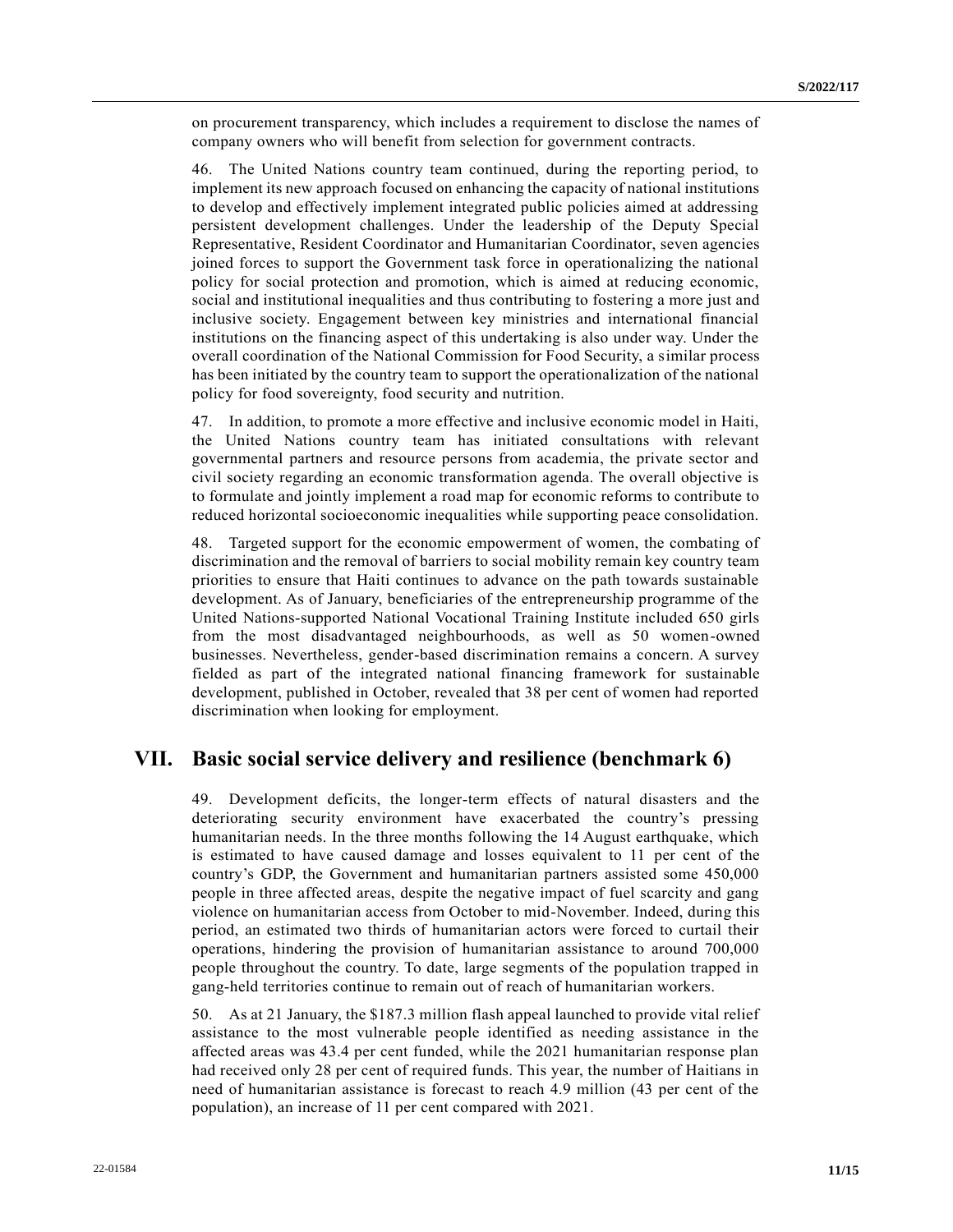on procurement transparency, which includes a requirement to disclose the names of company owners who will benefit from selection for government contracts.

46. The United Nations country team continued, during the reporting period, to implement its new approach focused on enhancing the capacity of national institutions to develop and effectively implement integrated public policies aimed at addressing persistent development challenges. Under the leadership of the Deputy Special Representative, Resident Coordinator and Humanitarian Coordinator, seven agencies joined forces to support the Government task force in operationalizing the national policy for social protection and promotion, which is aimed at reducing economic, social and institutional inequalities and thus contributing to fostering a more just and inclusive society. Engagement between key ministries and international financial institutions on the financing aspect of this undertaking is also under way. Under the overall coordination of the National Commission for Food Security, a similar process has been initiated by the country team to support the operationalization of the national policy for food sovereignty, food security and nutrition.

47. In addition, to promote a more effective and inclusive economic model in Haiti, the United Nations country team has initiated consultations with relevant governmental partners and resource persons from academia, the private sector and civil society regarding an economic transformation agenda. The overall objective is to formulate and jointly implement a road map for economic reforms to contribute to reduced horizontal socioeconomic inequalities while supporting peace consolidation.

48. Targeted support for the economic empowerment of women, the combating of discrimination and the removal of barriers to social mobility remain key country team priorities to ensure that Haiti continues to advance on the path towards sustainable development. As of January, beneficiaries of the entrepreneurship programme of the United Nations-supported National Vocational Training Institute included 650 girls from the most disadvantaged neighbourhoods, as well as 50 women-owned businesses. Nevertheless, gender-based discrimination remains a concern. A survey fielded as part of the integrated national financing framework for sustainable development, published in October, revealed that 38 per cent of women had reported discrimination when looking for employment.

## VII. Basic social service delivery and resilience (benchmark 6)

49. Development deficits, the longer-term effects of natural disasters and the deteriorating security environment have exacerbated the country's pressing humanitarian needs. In the three months following the 14 August earthquake, which is estimated to have caused damage and losses equivalent to 11 per cent of the country's GDP, the Government and humanitarian partners assisted some 450,000 people in three affected areas, despite the negative impact of fuel scarcity and gang violence on humanitarian access from October to mid-November. Indeed, during this period, an estimated two thirds of humanitarian actors were forced to curtail their operations, hindering the provision of humanitarian assistance to around 700,000 people throughout the country. To date, large segments of the population trapped in gang-held territories continue to remain out of reach of humanitarian workers.

50. As at 21 January, the $187.3 million flash appeal launched to provide vital relief assistance to the most vulnerable people identified as needing assistance in the affected areas was 43.4 per cent funded, while the 2021 humanitarian response plan had received only 28 per cent of required funds. This year, the number of Haitians in need of humanitarian assistance is forecast to reach 4.9 million (43 per cent of the population), an increase of 11 per cent compared with 2021.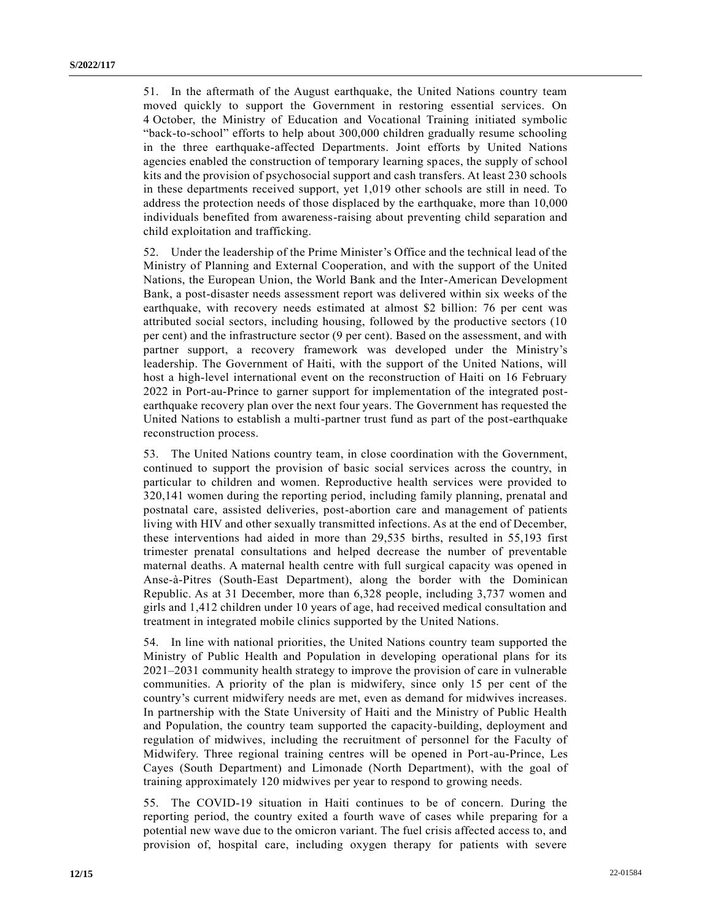51. In the aftermath of the August earthquake, the United Nations country team moved quickly to support the Government in restoring essential services. On 4 October, the Ministry of Education and Vocational Training initiated symbolic "back-to-school" efforts to help about 300,000 children gradually resume schooling in the three earthquake-affected Departments. Joint efforts by United Nations agencies enabled the construction of temporary learning spaces, the supply of school kits and the provision of psychosocial support and cash transfers. At least 230 schools in these departments received support, yet 1,019 other schools are still in need. To address the protection needs of those displaced by the earthquake, more than 10,000 individuals benefited from awareness-raising about preventing child separation and child exploitation and trafficking.

52. Under the leadership of the Prime Minister's Office and the technical lead of the Ministry of Planning and External Cooperation, and with the support of the United Nations, the European Union, the World Bank and the Inter-American Development Bank, a post-disaster needs assessment report was delivered within six weeks of the earthquake, with recovery needs estimated at almost $2 billion: 76 per cent was attributed social sectors, including housing, followed by the productive sectors (10 per cent) and the infrastructure sector (9 per cent). Based on the assessment, and with partner support, a recovery framework was developed under the Ministry's leadership. The Government of Haiti, with the support of the United Nations, will host a high-level international event on the reconstruction of Haiti on 16 February 2022 in Port-au-Prince to garner support for implementation of the integrated post-earthquake recovery plan over the next four years. The Government has requested the United Nations to establish a multi-partner trust fund as part of the post-earthquake reconstruction process.

53. The United Nations country team, in close coordination with the Government, continued to support the provision of basic social services across the country, in particular to children and women. Reproductive health services were provided to 320,141 women during the reporting period, including family planning, prenatal and postnatal care, assisted deliveries, post-abortion care and management of patients living with HIV and other sexually transmitted infections. As at the end of December, these interventions had aided in more than 29,535 births, resulted in 55,193 first trimester prenatal consultations and helped decrease the number of preventable maternal deaths. A maternal health centre with full surgical capacity was opened in Anse-à-Pitres (South-East Department), along the border with the Dominican Republic. As at 31 December, more than 6,328 people, including 3,737 women and girls and 1,412 children under 10 years of age, had received medical consultation and treatment in integrated mobile clinics supported by the United Nations.

54. In line with national priorities, the United Nations country team supported the Ministry of Public Health and Population in developing operational plans for its 2021–2031 community health strategy to improve the provision of care in vulnerable communities. A priority of the plan is midwifery, since only 15 per cent of the country's current midwifery needs are met, even as demand for midwives increases. In partnership with the State University of Haiti and the Ministry of Public Health and Population, the country team supported the capacity-building, deployment and regulation of midwives, including the recruitment of personnel for the Faculty of Midwifery. Three regional training centres will be opened in Port-au-Prince, Les Cayes (South Department) and Limonade (North Department), with the goal of training approximately 120 midwives per year to respond to growing needs.

55. The COVID-19 situation in Haiti continues to be of concern. During the reporting period, the country exited a fourth wave of cases while preparing for a potential new wave due to the omicron variant. The fuel crisis affected access to, and provision of, hospital care, including oxygen therapy for patients with severe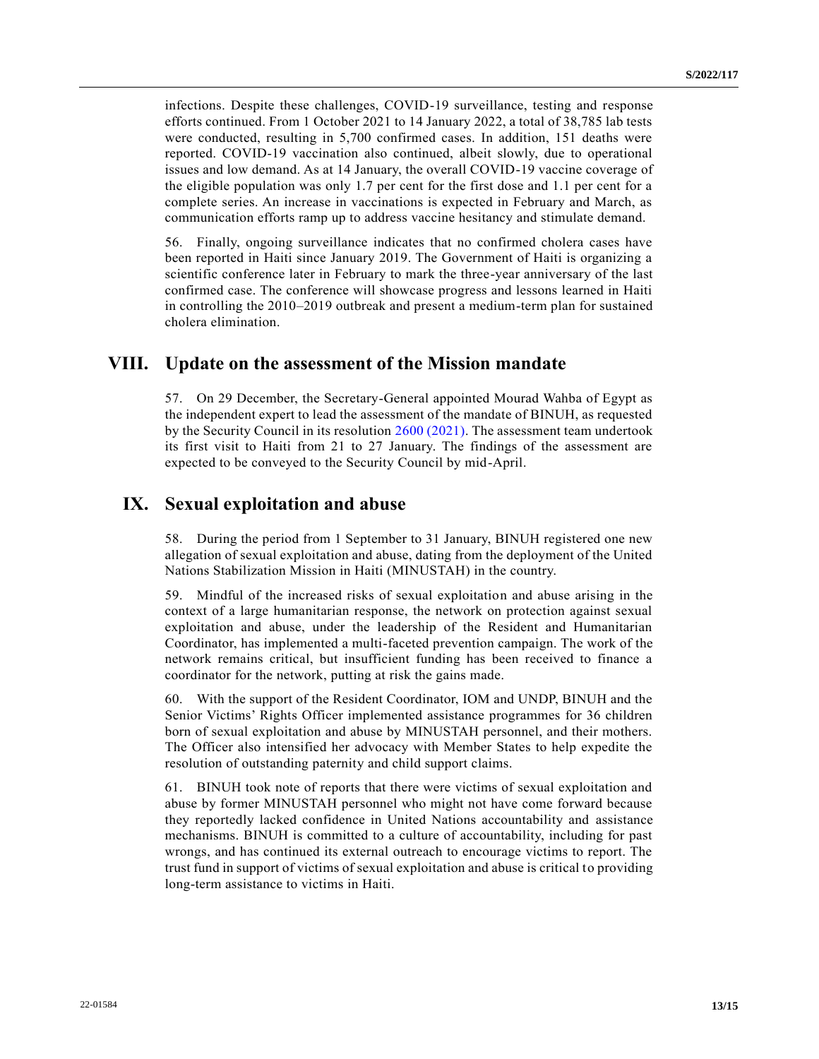infections. Despite these challenges, COVID-19 surveillance, testing and response efforts continued. From 1 October 2021 to 14 January 2022, a total of 38,785 lab tests were conducted, resulting in 5,700 confirmed cases. In addition, 151 deaths were reported. COVID-19 vaccination also continued, albeit slowly, due to operational issues and low demand. As at 14 January, the overall COVID-19 vaccine coverage of the eligible population was only 1.7 per cent for the first dose and 1.1 per cent for a complete series. An increase in vaccinations is expected in February and March, as communication efforts ramp up to address vaccine hesitancy and stimulate demand.

56. Finally, ongoing surveillance indicates that no confirmed cholera cases have been reported in Haiti since January 2019. The Government of Haiti is organizing a scientific conference later in February to mark the three-year anniversary of the last confirmed case. The conference will showcase progress and lessons learned in Haiti in controlling the 2010–2019 outbreak and present a medium-term plan for sustained cholera elimination.

## VIII. Update on the assessment of the Mission mandate

57. On 29 December, the Secretary-General appointed Mourad Wahba of Egypt as the independent expert to lead the assessment of the mandate of BINUH, as requested by the Security Council in its resolution 2600 (2021). The assessment team undertook its first visit to Haiti from 21 to 27 January. The findings of the assessment are expected to be conveyed to the Security Council by mid-April.

## IX. Sexual exploitation and abuse

58. During the period from 1 September to 31 January, BINUH registered one new allegation of sexual exploitation and abuse, dating from the deployment of the United Nations Stabilization Mission in Haiti (MINUSTAH) in the country.

59. Mindful of the increased risks of sexual exploitation and abuse arising in the context of a large humanitarian response, the network on protection against sexual exploitation and abuse, under the leadership of the Resident and Humanitarian Coordinator, has implemented a multi-faceted prevention campaign. The work of the network remains critical, but insufficient funding has been received to finance a coordinator for the network, putting at risk the gains made.

60. With the support of the Resident Coordinator, IOM and UNDP, BINUH and the Senior Victims' Rights Officer implemented assistance programmes for 36 children born of sexual exploitation and abuse by MINUSTAH personnel, and their mothers. The Officer also intensified her advocacy with Member States to help expedite the resolution of outstanding paternity and child support claims.

61. BINUH took note of reports that there were victims of sexual exploitation and abuse by former MINUSTAH personnel who might not have come forward because they reportedly lacked confidence in United Nations accountability and assistance mechanisms. BINUH is committed to a culture of accountability, including for past wrongs, and has continued its external outreach to encourage victims to report. The trust fund in support of victims of sexual exploitation and abuse is critical to providing long-term assistance to victims in Haiti.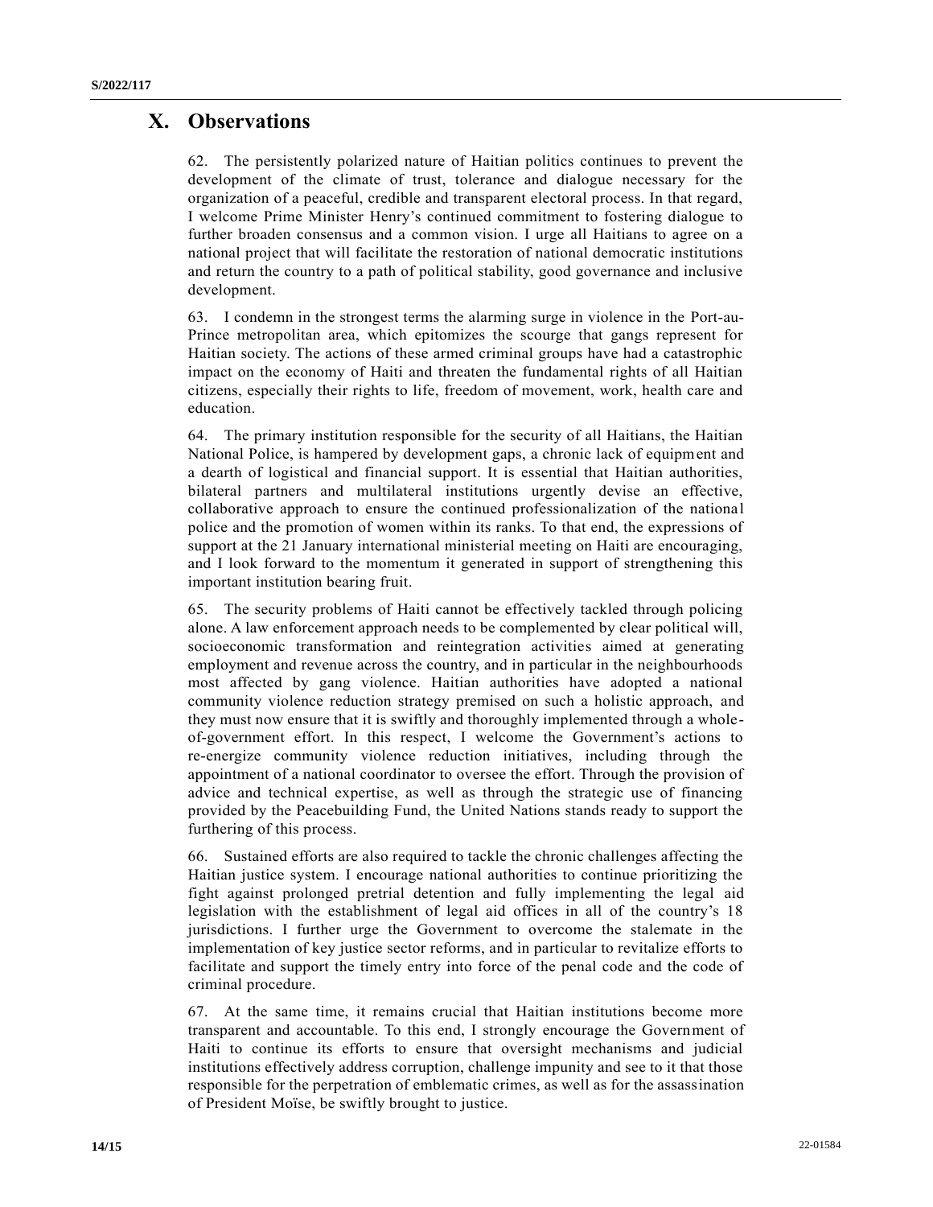## X. Observations

62. The persistently polarized nature of Haitian politics continues to prevent the development of the climate of trust, tolerance and dialogue necessary for the organization of a peaceful, credible and transparent electoral process. In that regard, I welcome Prime Minister Henry's continued commitment to fostering dialogue to further broaden consensus and a common vision. I urge all Haitians to agree on a national project that will facilitate the restoration of national democratic institutions and return the country to a path of political stability, good governance and inclusive development.

63. I condemn in the strongest terms the alarming surge in violence in the Port-au-Prince metropolitan area, which epitomizes the scourge that gangs represent for Haitian society. The actions of these armed criminal groups have had a catastrophic impact on the economy of Haiti and threaten the fundamental rights of all Haitian citizens, especially their rights to life, freedom of movement, work, health care and education.

64. The primary institution responsible for the security of all Haitians, the Haitian National Police, is hampered by development gaps, a chronic lack of equipment and a dearth of logistical and financial support. It is essential that Haitian authorities, bilateral partners and multilateral institutions urgently devise an effective, collaborative approach to ensure the continued professionalization of the national police and the promotion of women within its ranks. To that end, the expressions of support at the 21 January international ministerial meeting on Haiti are encouraging, and I look forward to the momentum it generated in support of strengthening this important institution bearing fruit.

65. The security problems of Haiti cannot be effectively tackled through policing alone. A law enforcement approach needs to be complemented by clear political will, socioeconomic transformation and reintegration activities aimed at generating employment and revenue across the country, and in particular in the neighbourhoods most affected by gang violence. Haitian authorities have adopted a national community violence reduction strategy premised on such a holistic approach, and they must now ensure that it is swiftly and thoroughly implemented through a whole-of-government effort. In this respect, I welcome the Government's actions to re-energize community violence reduction initiatives, including through the appointment of a national coordinator to oversee the effort. Through the provision of advice and technical expertise, as well as through the strategic use of financing provided by the Peacebuilding Fund, the United Nations stands ready to support the furthering of this process.

66. Sustained efforts are also required to tackle the chronic challenges affecting the Haitian justice system. I encourage national authorities to continue prioritizing the fight against prolonged pretrial detention and fully implementing the legal aid legislation with the establishment of legal aid offices in all of the country's 18 jurisdictions. I further urge the Government to overcome the stalemate in the implementation of key justice sector reforms, and in particular to revitalize efforts to facilitate and support the timely entry into force of the penal code and the code of criminal procedure.

67. At the same time, it remains crucial that Haitian institutions become more transparent and accountable. To this end, I strongly encourage the Government of Haiti to continue its efforts to ensure that oversight mechanisms and judicial institutions effectively address corruption, challenge impunity and see to it that those responsible for the perpetration of emblematic crimes, as well as for the assassination of President Moïse, be swiftly brought to justice.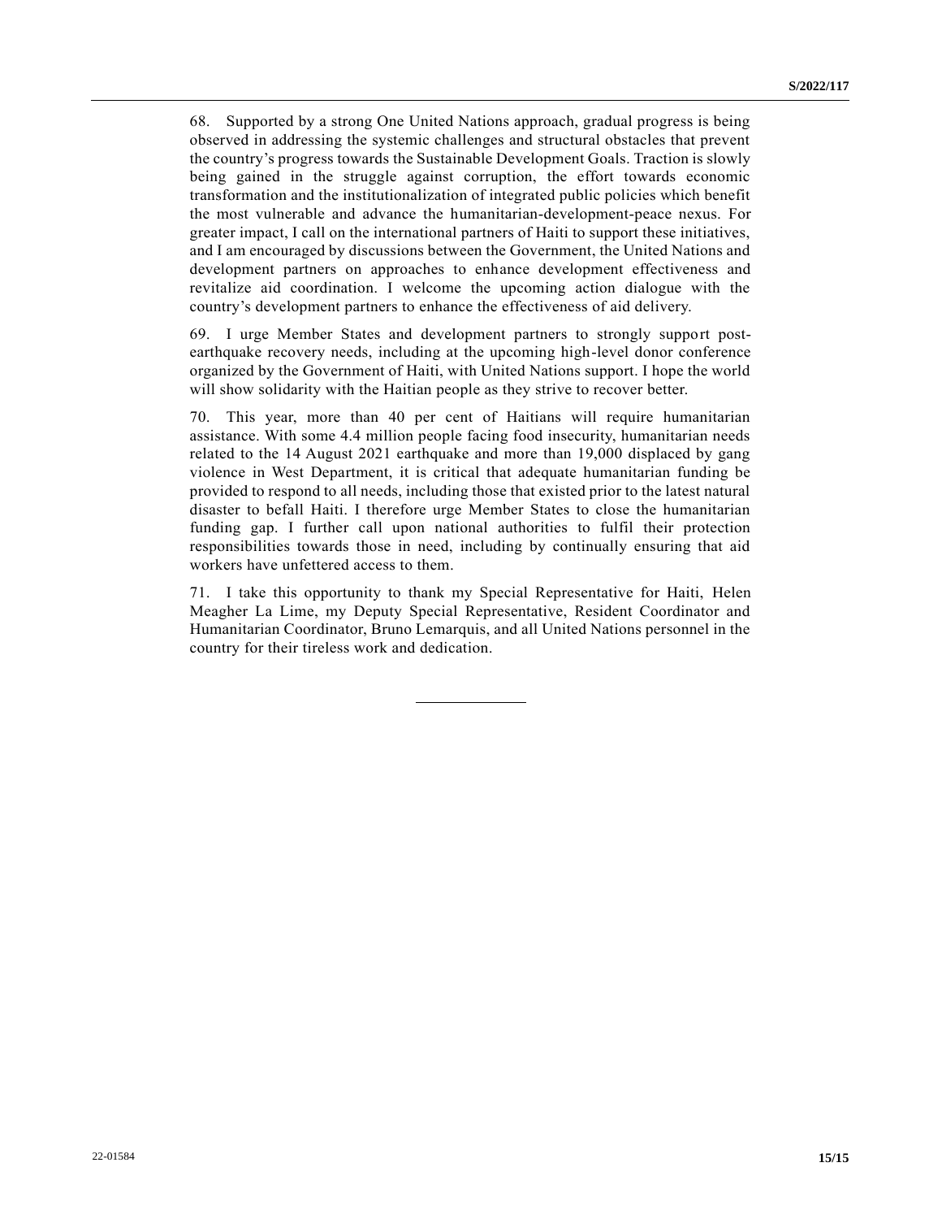68. Supported by a strong One United Nations approach, gradual progress is being observed in addressing the systemic challenges and structural obstacles that prevent the country's progress towards the Sustainable Development Goals. Traction is slowly being gained in the struggle against corruption, the effort towards economic transformation and the institutionalization of integrated public policies which benefit the most vulnerable and advance the humanitarian-development-peace nexus. For greater impact, I call on the international partners of Haiti to support these initiatives, and I am encouraged by discussions between the Government, the United Nations and development partners on approaches to enhance development effectiveness and revitalize aid coordination. I welcome the upcoming action dialogue with the country's development partners to enhance the effectiveness of aid delivery.

69. I urge Member States and development partners to strongly support post-earthquake recovery needs, including at the upcoming high-level donor conference organized by the Government of Haiti, with United Nations support. I hope the world will show solidarity with the Haitian people as they strive to recover better.

70. This year, more than 40 per cent of Haitians will require humanitarian assistance. With some 4.4 million people facing food insecurity, humanitarian needs related to the 14 August 2021 earthquake and more than 19,000 displaced by gang violence in West Department, it is critical that adequate humanitarian funding be provided to respond to all needs, including those that existed prior to the latest natural disaster to befall Haiti. I therefore urge Member States to close the humanitarian funding gap. I further call upon national authorities to fulfil their protection responsibilities towards those in need, including by continually ensuring that aid workers have unfettered access to them.

71. I take this opportunity to thank my Special Representative for Haiti, Helen Meagher La Lime, my Deputy Special Representative, Resident Coordinator and Humanitarian Coordinator, Bruno Lemarquis, and all United Nations personnel in the country for their tireless work and dedication.